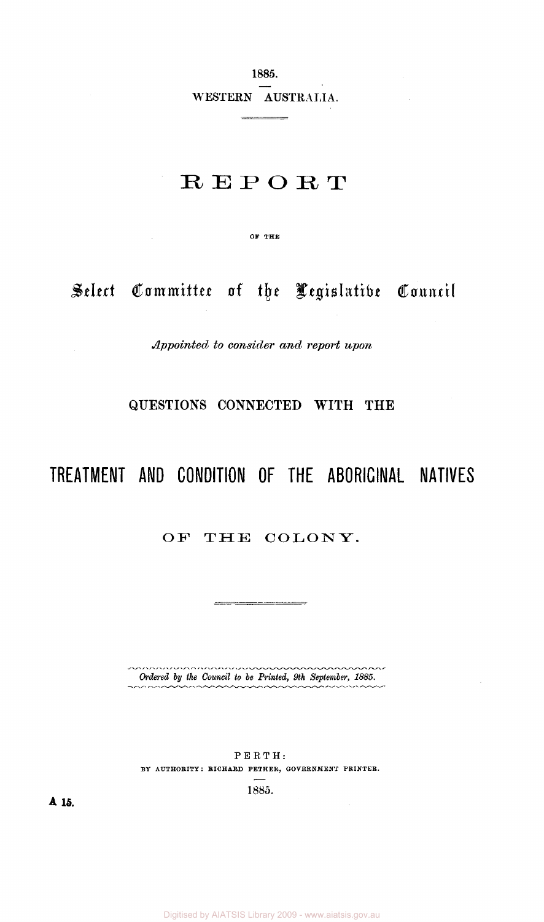1885.

WESTERN AUSTRALIA.

# REPORT

OF THE

## Select Committee of the Legislative Council

*Appointed to consider and report upon*

## QUESTIONS CONNECTED WITH THE

# TREATMENT AND CONDITION OF THE ABORIGINAL NATIVES

## OF THE COLONY.

*Ordered by the Council to be Printed, 9th September, 1885.*

PERTH:
BY AUTHORITY: RICHARD PETHER, GOVERNMENT PRINTER.

1885.

**A 15.**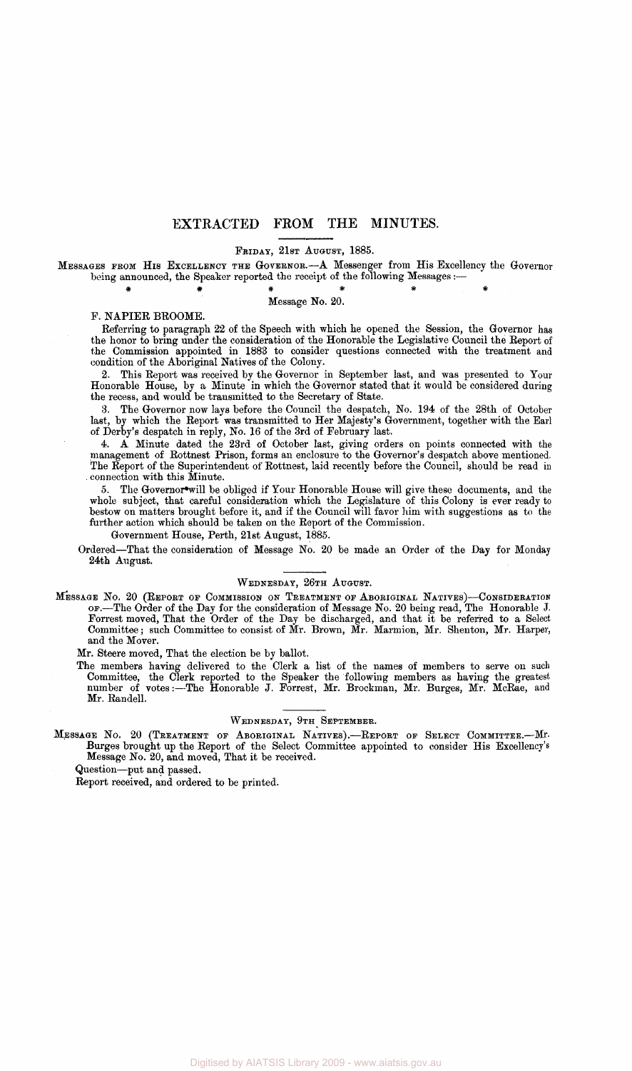# EXTRACTED FROM THE MINUTES.

FRIDAY, 21ST AUGUST, 1885.

MESSAGES FROM HIS EXCELLENCY THE GOVERNOR.—A Messenger from His Excellency the Governor being announced, the Speaker reported the receipt of the following Messages :—

\*  \*  \*  \*  \*  \*

Message No. 20.

F. NAPIER BROOME.

Referring to paragraph 22 of the Speech with which he opened the Session, the Governor has the honor to bring under the consideration of the Honorable the Legislative Council the Report of the Commission appointed in 1883 to consider questions connected with the treatment and condition of the Aboriginal Natives of the Colony.

2. This Report was received by the Governor in September last, and was presented to Your Honorable House, by a Minute in which the Governor stated that it would be considered during the recess, and would be transmitted to the Secretary of State.

3. The Governor now lays before the Council the despatch, No. 194 of the 28th of October last, by which the Report was transmitted to Her Majesty's Government, together with the Earl of Derby's despatch in reply, No. 16 of the 3rd of February last.

4. A Minute dated the 23rd of October last, giving orders on points connected with the management of Rottnest Prison, forms an enclosure to the Governor's despatch above mentioned. The Report of the Superintendent of Rottnest, laid recently before the Council, should be read in connection with this Minute.

5. The Governor will be obliged if Your Honorable House will give these documents, and the whole subject, that careful consideration which the Legislature of this Colony is ever ready to bestow on matters brought before it, and if the Council will favor him with suggestions as to the further action which should be taken on the Report of the Commission.

Government House, Perth, 21st August, 1885.

Ordered—That the consideration of Message No. 20 be made an Order of the Day for Monday 24th August.

WEDNESDAY, 26TH AUGUST.

MESSAGE No. 20 (REPORT OF COMMISSION ON TREATMENT OF ABORIGINAL NATIVES)—CONSIDERATION OF.—The Order of the Day for the consideration of Message No. 20 being read, The Honorable J. Forrest moved, That the Order of the Day be discharged, and that it be referred to a Select Committee; such Committee to consist of Mr. Brown, Mr. Marmion, Mr. Shenton, Mr. Harper, and the Mover.

Mr. Steere moved, That the election be by ballot.

The members having delivered to the Clerk a list of the names of members to serve on such Committee, the Clerk reported to the Speaker the following members as having the greatest number of votes:—The Honorable J. Forrest, Mr. Brockman, Mr. Burges, Mr. McRae, and Mr. Randell.

WEDNESDAY, 9TH SEPTEMBER.

MESSAGE No. 20 (TREATMENT OF ABORIGINAL NATIVES).—REPORT OF SELECT COMMITTEE.—Mr. Burges brought up the Report of the Select Committee appointed to consider His Excellency's Message No. 20, and moved, That it be received.

Question—put and passed.

Report received, and ordered to be printed.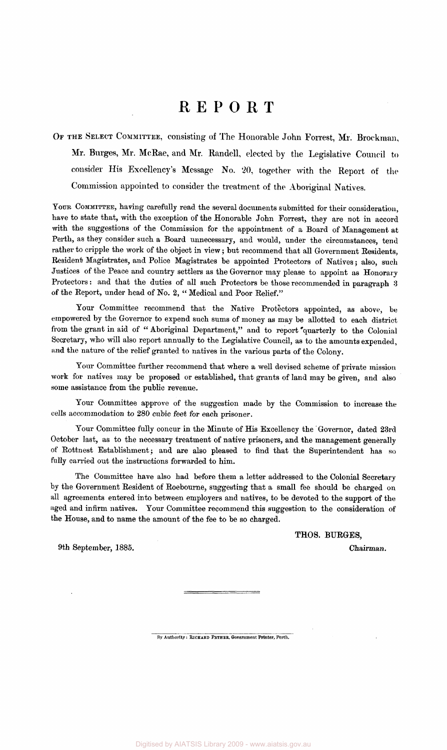# REPORT

OF THE SELECT COMMITTEE, consisting of The Honorable John Forrest, Mr. Brockman, Mr. Burges, Mr. McRae, and Mr. Randell, elected by the Legislative Council to consider His Excellency's Message No. 20, together with the Report of the Commission appointed to consider the treatment of the Aboriginal Natives.

YOUR COMMITTEE, having carefully read the several documents submitted for their consideration, have to state that, with the exception of the Honorable John Forrest, they are not in accord with the suggestions of the Commission for the appointment of a Board of Management at Perth, as they consider such a Board unnecessary, and would, under the circumstances, tend rather to cripple the work of the object in view; but recommend that all Government Residents, Resident Magistrates, and Police Magistrates be appointed Protectors of Natives; also, such Justices of the Peace and country settlers as the Governor may please to appoint as Honorary Protectors: and that the duties of all such Protectors be those recommended in paragraph 3 of the Report, under head of No. 2, "Medical and Poor Relief."

Your Committee recommend that the Native Protectors appointed, as above, be empowered by the Governor to expend such sums of money as may be allotted to each district from the grant in aid of "Aboriginal Department," and to report quarterly to the Colonial Secretary, who will also report annually to the Legislative Council, as to the amounts expended, and the nature of the relief granted to natives in the various parts of the Colony.

Your Committee further recommend that where a well devised scheme of private mission work for natives may be proposed or established, that grants of land may be given, and also some assistance from the public revenue.

Your Committee approve of the suggestion made by the Commission to increase the cells accommodation to 280 cubic feet for each prisoner.

Your Committee fully concur in the Minute of His Excellency the Governor, dated 23rd October last, as to the necessary treatment of native prisoners, and the management generally of Rottnest Establishment; and are also pleased to find that the Superintendent has so fully carried out the instructions forwarded to him.

The Committee have also had before them a letter addressed to the Colonial Secretary by the Government Resident of Roebourne, suggesting that a small fee should be charged on all agreements entered into between employers and natives, to be devoted to the support of the aged and infirm natives. Your Committee recommend this suggestion to the consideration of the House, and to name the amount of the fee to be so charged.

THOS. BURGES,
*Chairman.*

9th September, 1885.

By Authority: RICHARD PETHER, Government Printer, Perth.